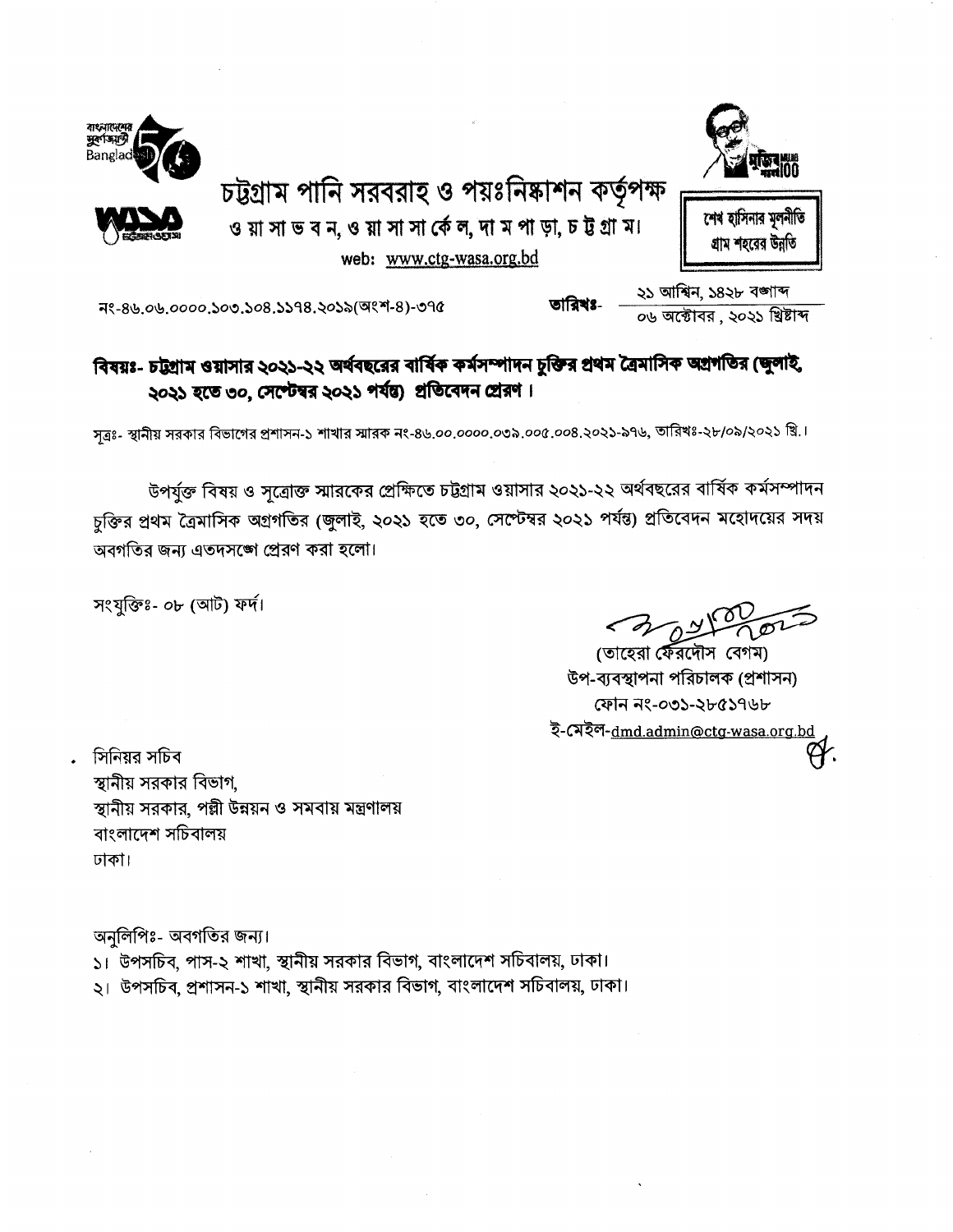বাংলাদেশের সুবর্ণজয়ন্তী Bangladesh 50

মুজিব বর্ষ 100

# চট্টগ্রাম পানি সরবরাহ ও পয়ঃনিষ্কাশন কর্তৃপক্ষ

ও য়া সা ভ ব ন, ও য়া সা সা র্কে ল, দা ম পা ড়া, চ ট্ট গ্রা ম।

web: www.ctg-wasa.org.bd

শেখ হাসিনার মূলনীতি
গ্রাম শহরের উন্নতি

নং-৪৬.০৬.০০০০.১০৩.১০৪.১১৭৪.২০১৯(অংশ-৪)-৩৭৫

তারিখঃ- ২১ আশ্বিন, ১৪২৮ বঙ্গাব্দ
০৬ অক্টোবর, ২০২১ খ্রিষ্টাব্দ

**বিষয়ঃ- চট্টগ্রাম ওয়াসার ২০২১-২২ অর্থবছরের বার্ষিক কর্মসম্পাদন চুক্তির প্রথম ত্রৈমাসিক অগ্রগতির (জুলাই, ২০২১ হতে ৩০, সেপ্টেম্বর ২০২১ পর্যন্ত) প্রতিবেদন প্রেরণ।**

সূত্রঃ- স্থানীয় সরকার বিভাগের প্রশাসন-১ শাখার স্মারক নং-৪৬.০০.০০০০.০৩৯.০০৫.০০৪.২০২১-৯৭৬, তারিখঃ-২৮/০৯/২০২১ খ্রি.।

উপর্যুক্ত বিষয় ও সূত্রোক্ত স্মারকের প্রেক্ষিতে চট্টগ্রাম ওয়াসার ২০২১-২২ অর্থবছরের বার্ষিক কর্মসম্পাদন চুক্তির প্রথম ত্রৈমাসিক অগ্রগতির (জুলাই, ২০২১ হতে ৩০, সেপ্টেম্বর ২০২১ পর্যন্ত) প্রতিবেদন মহোদয়ের সদয় অবগতির জন্য এতদসঙ্গে প্রেরণ করা হলো।

সংযুক্তিঃ- ০৮ (আট) ফর্দ।

(তাহেরা ফেরদৌস বেগম)
উপ-ব্যবস্থাপনা পরিচালক (প্রশাসন)
ফোন নং-০৩১-২৮৫১৭৬৮
ই-মেইল-dmd.admin@ctg-wasa.org.bd

সিনিয়র সচিব
স্থানীয় সরকার বিভাগ,
স্থানীয় সরকার, পল্লী উন্নয়ন ও সমবায় মন্ত্রণালয়
বাংলাদেশ সচিবালয়
ঢাকা।

অনুলিপিঃ- অবগতির জন্য।

১। উপসচিব, পাস-২ শাখা, স্থানীয় সরকার বিভাগ, বাংলাদেশ সচিবালয়, ঢাকা।

২। উপসচিব, প্রশাসন-১ শাখা, স্থানীয় সরকার বিভাগ, বাংলাদেশ সচিবালয়, ঢাকা।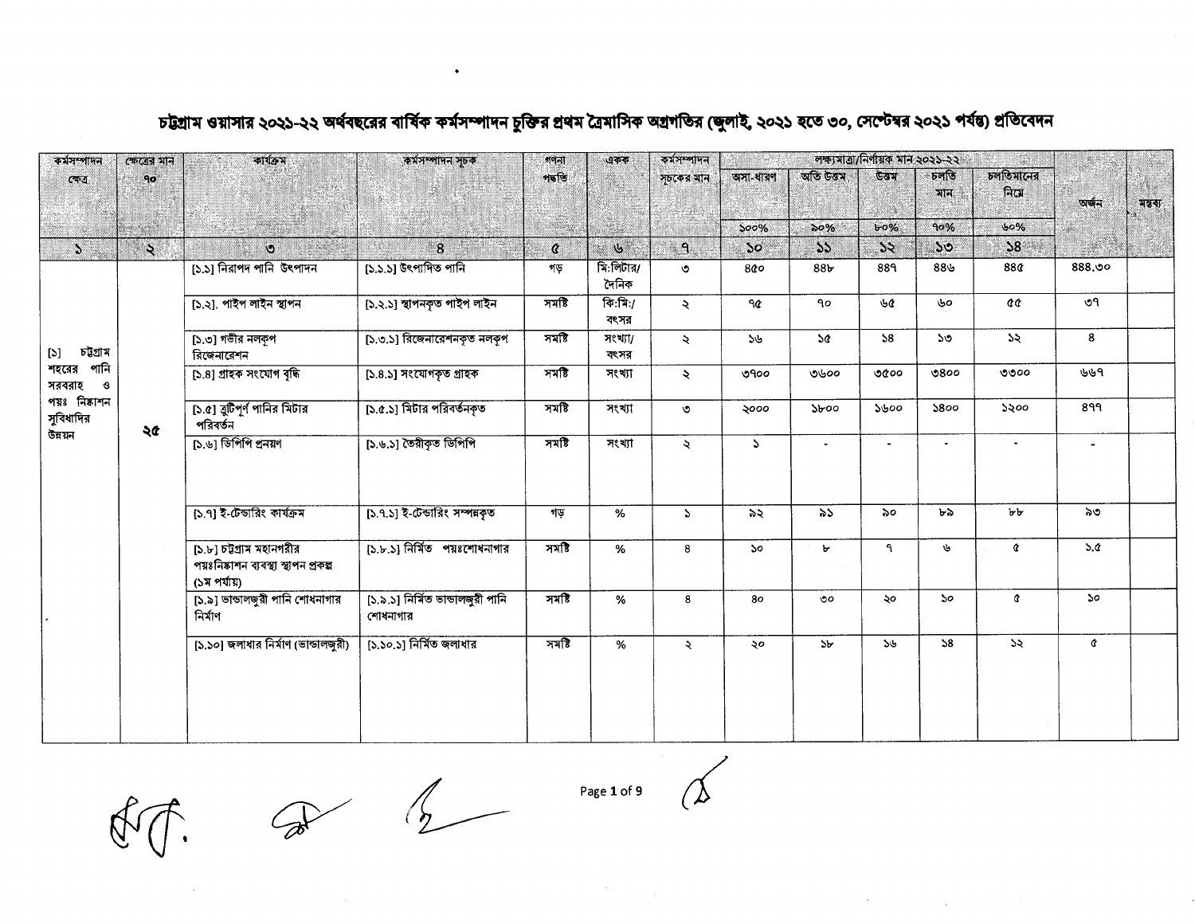# চট্টগ্রাম ওয়াসার ২০২১-২২ অর্থবছরের বার্ষিক কর্মসম্পাদন চুক্তির প্রথম ত্রৈমাসিক অগ্রগতির (জুলাই, ২০২১ হতে ৩০, সেপ্টেম্বর ২০২১ পর্যন্ত) প্রতিবেদন

| কর্মসম্পাদন ক্ষেত্র | ক্ষেত্রের মান ৭০ | কার্যক্রম | কর্মসম্পাদন সূচক | গণনা পদ্ধতি | একক | কর্মসম্পাদন সূচকের মান | লক্ষ্যমাত্রা/নির্ণায়ক মান ২০২১-২২ | | | | | অর্জন | মন্তব্য |
|---|---|---|---|---|---|---|---|---|---|---|---|---|---|
| | | | | | | | অসা-ধারণ | অতি উত্তম | উত্তম | চলতি মান | চলতিমানের নিম্নে | | |
| | | | | | | | ১০০% | ৯০% | ৮০% | ৭০% | ৬০% | | |
| ১ | ২ | ৩ | ৪ | ৫ | ৬ | ৭ | ১০ | ১১ | ১২ | ১৩ | ১৪ | | |
| [১] চট্টগ্রাম শহরের পানি সরবরাহ ও পয়ঃ নিষ্কাশন সুবিধাদির উন্নয়ন | ২৫ | [১.১] নিরাপদ পানি উৎপাদন | [১.১.১] উৎপাদিত পানি | গড় | মি:লিটার/ দৈনিক | ৩ | ৪৫০ | ৪৪৮ | ৪৪৭ | ৪৪৬ | ৪৪৫ | ৪৪৪.৩০ | |
| | | [১.২]. পাইপ লাইন স্থাপন | [১.২.১] স্থাপনকৃত পাইপ লাইন | সমষ্টি | কি:মি:/ বৎসর | ২ | ৭৫ | ৭০ | ৬৫ | ৬০ | ৫৫ | ৩৭ | |
| | | [১.৩] গভীর নলকূপ রিজেনারেশন | [১.৩.১] রিজেনারেশনকৃত নলকূপ | সমষ্টি | সংখ্যা/ বৎসর | ২ | ১৬ | ১৫ | ১৪ | ১৩ | ১২ | ৪ | |
| | | [১.৪] গ্রাহক সংযোগ বৃদ্ধি | [১.৪.১] সংযোগকৃত গ্রাহক | সমষ্টি | সংখ্যা | ২ | ৩৭০০ | ৩৬০০ | ৩৫০০ | ৩৪০০ | ৩৩০০ | ৬৬৭ | |
| | | [১.৫] ত্রুটিপূর্ণ পানির মিটার পরিবর্তন | [১.৫.১] মিটার পরিবর্তনকৃত | সমষ্টি | সংখ্যা | ৩ | ২০০০ | ১৮০০ | ১৬০০ | ১৪০০ | ১২০০ | ৪৭৭ | |
| | | [১.৬] ডিপিপি প্রনয়ণ | [১.৬.১] তৈরীকৃত ডিপিপি | সমষ্টি | সংখ্যা | ২ | ১ | - | - | - | - | - | |
| | | [১.৭] ই-টেন্ডারিং কার্যক্রম | [১.৭.১] ই-টেন্ডারিং সম্পন্নকৃত | গড় | % | ১ | ৯২ | ৯১ | ৯০ | ৮৯ | ৮৮ | ৯৩ | |
| | | [১.৮] চট্টগ্রাম মহানগরীর পয়ঃনিষ্কাশন ব্যবস্থা স্থাপন প্রকল্প (১ম পর্যায়) | [১.৮.১] নির্মিত পয়ঃশোধনাগার | সমষ্টি | % | ৪ | ১০ | ৮ | ৭ | ৬ | ৫ | ১.৫ | |
| | | [১.৯] ভান্ডালজুরী পানি শোধনাগার নির্মাণ | [১.৯.১] নির্মিত ভান্ডালজুরী পানি শোধনাগার | সমষ্টি | % | ৪ | ৪০ | ৩০ | ২০ | ১০ | ৫ | ১০ | |
| | | [১.১০] জলাধার নির্মাণ (ভান্ডালজুরী) | [১.১০.১] নির্মিত জলাধার | সমষ্টি | % | ২ | ২০ | ১৮ | ১৬ | ১৪ | ১২ | ৫ | |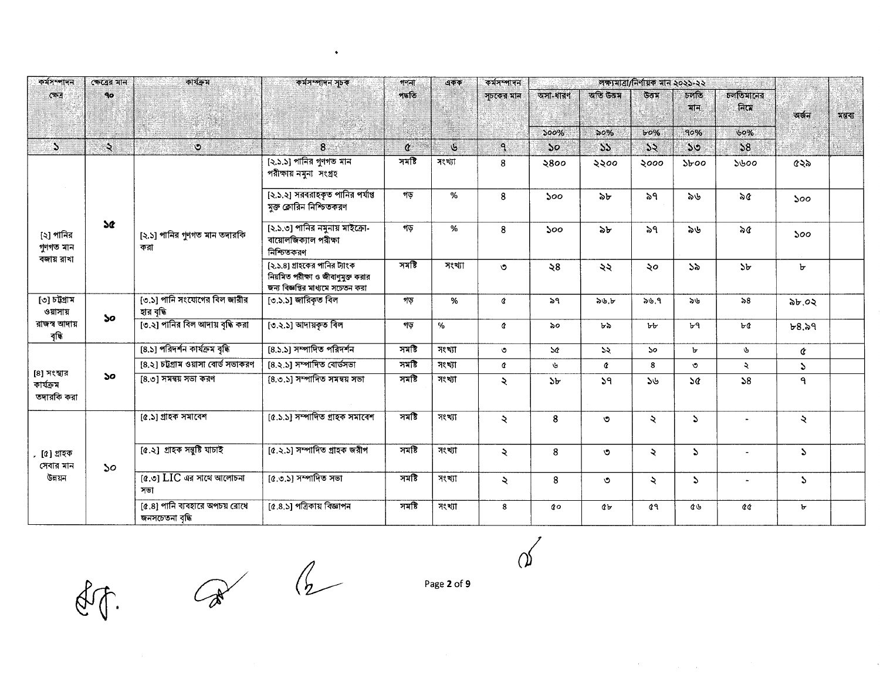| কর্মসম্পাদন ক্ষেত্র | ক্ষেত্রের মান ৭০ | কার্যক্রম | কর্মসম্পাদন সূচক | গণনা পদ্ধতি | একক | কর্মসম্পাদন সূচকের মান | লক্ষ্যমাত্রা/নির্ণায়ক মান ২০২১-২২ | | | | | অর্জন | মন্তব্য |
|---|---|---|---|---|---|---|---|---|---|---|---|---|---|
| | | | | | | | অসা-ধারণ | অতি উত্তম | উত্তম | চলতি মান | চলতিমানের নিম্নে | | |
| | | | | | | | ১০০% | ৯০% | ৮০% | ৭০% | ৬০% | | |
| ১ | ২ | ৩ | ৪ | ৫ | ৬ | ৭ | ১০ | ১১ | ১২ | ১৩ | ১৪ | | |
| [২] পানির গুণগত মান বজায় রাখা | ১৫ | [২.১] পানির গুণগত মান তদারকি করা | [২.১.১] পানির গুণগত মান পরীক্ষায় নমুনা সংগ্রহ | সমষ্টি | সংখ্যা | ৪ | ২৪০০ | ২২০০ | ২০০০ | ১৮০০ | ১৬০০ | ৫২৯ | |
| | | | [২.১.২] সরবরাহকৃত পানির পর্যাপ্ত মুক্ত ক্লোরিন নিশ্চিতকরণ | গড় | % | ৪ | ১০০ | ৯৮ | ৯৭ | ৯৬ | ৯৫ | ১০০ | |
| | | | [২.১.৩] পানির নমুনায় মাইক্রো-বায়োলজিক্যাল পরীক্ষা নিশ্চিতকরণ | গড় | % | ৪ | ১০০ | ৯৮ | ৯৭ | ৯৬ | ৯৫ | ১০০ | |
| | | | [২.১.৪] গ্রাহকের পানির ট্যাংক নিয়মিত পরীক্ষা ও জীবাণুমুক্ত করার জন্য বিজ্ঞপ্তির মাধ্যমে সচেতন করা | সমষ্টি | সংখ্যা | ৩ | ২৪ | ২২ | ২০ | ১৯ | ১৮ | ৮ | |
| [৩] চট্টগ্রাম ওয়াসায় রাজস্ব আদায় বৃদ্ধি | ১০ | [৩.১] পানি সংযোগের বিল জারীর হার বৃদ্ধি | [৩.১.১] জারিকৃত বিল | গড় | % | ৫ | ৯৭ | ৯৬.৮ | ৯৬.৭ | ৯৬ | ৯৪ | ৯৮.০২ | |
| | | [৩.২] পানির বিল আদায় বৃদ্ধি করা | [৩.২.১] আদায়কৃত বিল | গড় | % | ৫ | ৯০ | ৮৯ | ৮৮ | ৮৭ | ৮৫ | ৮৪.৯৭ | |
| [৪] সংস্থার কার্যক্রম তদারকি করা | ১০ | [৪.১] পরিদর্শন কার্যক্রম বৃদ্ধি | [৪.১.১] সম্পাদিত পরিদর্শন | সমষ্টি | সংখ্যা | ৩ | ১৫ | ১২ | ১০ | ৮ | ৬ | ৫ | |
| | | [৪.২] চট্টগ্রাম ওয়াসা বোর্ড সভাকরণ | [৪.২.১] সম্পাদিত বোর্ডসভা | সমষ্টি | সংখ্যা | ৫ | ৬ | ৫ | ৪ | ৩ | ২ | ১ | |
| | | [৪.৩] সমন্বয় সভা করণ | [৪.৩.১] সম্পাদিত সমন্বয় সভা | সমষ্টি | সংখ্যা | ২ | ১৮ | ১৭ | ১৬ | ১৫ | ১৪ | ৭ | |
| [৫] গ্রাহক সেবার মান উন্নয়ন | ১০ | [৫.১] গ্রাহক সমাবেশ | [৫.১.১] সম্পাদিত গ্রাহক সমাবেশ | সমষ্টি | সংখ্যা | ২ | ৪ | ৩ | ২ | ১ | - | ২ | |
| | | [৫.২] গ্রাহক সন্তুষ্টি যাচাই | [৫.২.১] সম্পাদিত গ্রাহক জরীপ | সমষ্টি | সংখ্যা | ২ | ৪ | ৩ | ২ | ১ | - | ১ | |
| | | [৫.৩] LIC এর সাথে আলোচনা সভা | [৫.৩.১] সম্পাদিত সভা | সমষ্টি | সংখ্যা | ২ | ৪ | ৩ | ২ | ১ | - | ১ | |
| | | [৫.৪] পানি ব্যবহারে অপচয় রোধে জনসচেতনা বৃদ্ধি | [৫.৪.১] পত্রিকায় বিজ্ঞাপন | সমষ্টি | সংখ্যা | ৪ | ৫০ | ৫৮ | ৫৭ | ৫৬ | ৫৫ | ৮ | |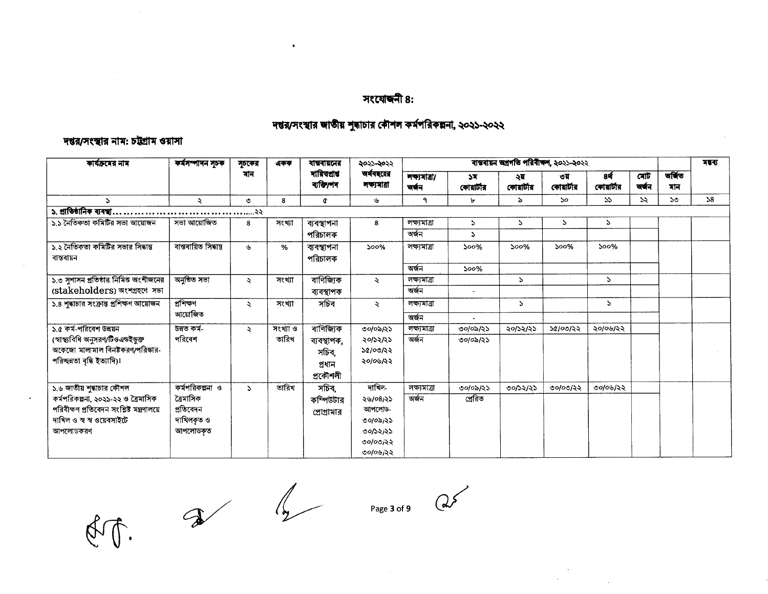## সংযোজনী ৪:

## দপ্তর/সংস্থার জাতীয় শুদ্ধাচার কৌশল কর্মপরিকল্পনা, ২০২১-২০২২

**দপ্তর/সংস্থার নাম: চট্টগ্রাম ওয়াসা**

| কার্যক্রমের নাম | কর্মসম্পাদন সূচক | সূচকের মান | একক | বাস্তবায়নের দায়িত্বপ্রাপ্ত ব্যক্তি/পদ | ২০২১-২০২২ অর্থবছরের লক্ষ্যমাত্রা | বাস্তবায়ন অগ্রগতি পরিবীক্ষণ, ২০২১-২০২২ | | | | | | | মন্তব্য |
|---|---|---|---|---|---|---|---|---|---|---|---|---|---|
| | | | | | | লক্ষ্যমাত্রা/ অর্জন | ১ম কোয়ার্টার | ২য় কোয়ার্টার | ৩য় কোয়ার্টার | ৪র্থ কোয়ার্টার | মোট অর্জন | অর্জিত মান | |
| ১ | ২ | ৩ | ৪ | ৫ | ৬ | ৭ | ৮ | ৯ | ১০ | ১১ | ১২ | ১৩ | ১৪ |
| **১. প্রাতিষ্ঠানিক ব্যবস্থা.......................................২২** | | | | | | | | | | | | | |
| ১.১ নৈতিকতা কমিটির সভা আয়োজন | সভা আয়োজিত | ৪ | সংখ্যা | ব্যবস্থাপনা পরিচালক | ৪ | লক্ষ্যমাত্রা | ১ | ১ | ১ | ১ | | | |
| | | | | | | অর্জন | ১ | | | | | | |
| ১.২ নৈতিকতা কমিটির সভার সিদ্ধান্ত বাস্তবায়ন | বাস্তবায়িত সিদ্ধান্ত | ৬ | % | ব্যবস্থাপনা পরিচালক | ১০০% | লক্ষ্যমাত্রা | ১০০% | ১০০% | ১০০% | ১০০% | | | |
| | | | | | | অর্জন | ১০০% | | | | | | |
| ১.৩ সুশাসন প্রতিষ্ঠার নিমিত্ত অংশীজনের (stakeholders) অংশগ্রহণে সভা | অনুষ্ঠিত সভা | ২ | সংখ্যা | বাণিজ্যিক ব্যবস্থাপক | ২ | লক্ষ্যমাত্রা | | ১ | | ১ | | | |
| | | | | | | অর্জন | - | | | | | | |
| ১.৪ শুদ্ধাচার সংক্রান্ত প্রশিক্ষণ আয়োজন | প্রশিক্ষণ আয়োজিত | ২ | সংখ্যা | সচিব | ২ | লক্ষ্যমাত্রা | | ১ | | ১ | | | |
| | | | | | | অর্জন | - | | | | | | |
| ১.৫ কর্ম-পরিবেশ উন্নয়ন (স্বাস্থ্যবিধি অনুসরণ/টিওএন্ডইভুক্ত অকেজো মালামাল বিনষ্টকরণ/পরিস্কার-পরিচ্ছন্নতা বৃদ্ধি ইত্যাদি)। | উন্নত কর্ম-পরিবেশ | ২ | সংখ্যা ও তারিখ | বাণিজ্যিক ব্যবস্থাপক, সচিব, প্রধান প্রকৌশলী | ৩০/০৯/২১ ২০/১২/২১ ১৫/০৩/২২ ২০/০৬/২২ | লক্ষ্যমাত্রা | ৩০/০৯/২১ | ২০/১২/২১ | ১৫/০৩/২২ | ২০/০৬/২২ | | | |
| | | | | | | অর্জন | ৩০/০৯/২১ | | | | | | |
| ১.৬ জাতীয় শুদ্ধাচার কৌশল কর্মপরিকল্পনা, ২০২১-২২ ও ত্রৈমাসিক পরিবীক্ষণ প্রতিবেদন সংশ্লিষ্ট মন্ত্রণালয়ে দাখিল ও স্ব স্ব ওয়েবসাইটে আপলোডকরণ | কর্মপরিকল্পনা ও ত্রৈমাসিক প্রতিবেদন দাখিলকৃত ও আপলোডকৃত | ১ | তারিখ | সচিব, কম্পিউটার প্রোগ্রামার | দাখিল- ২৬/০৪/২১ আপলোড- ৩০/০৯/২১ ৩০/১২/২১ ৩০/০৩/২২ ৩০/০৬/২২ | লক্ষ্যমাত্রা | ৩০/০৯/২১ | ৩০/১২/২১ | ৩০/০৩/২২ | ৩০/০৬/২২ | | | |
| | | | | | | অর্জন | প্রেরিত | | | | | | |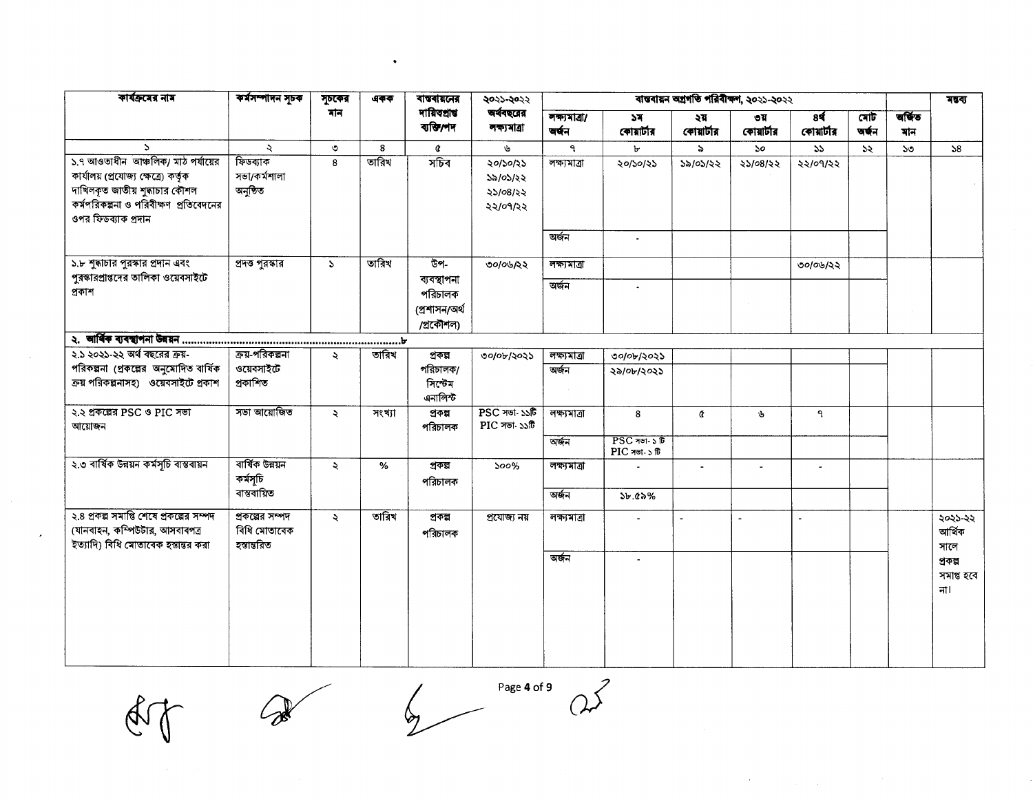| কার্যক্রমের নাম | কর্মসম্পাদন সূচক | সূচকের মান | একক | বাস্তবায়নের দায়িত্বপ্রাপ্ত ব্যক্তি/পদ | ২০২১-২০২২ অর্থবছরের লক্ষ্যমাত্রা | বাস্তবায়ন অগ্রগতি পরিবীক্ষণ, ২০২১-২০২২ | | | | | | অর্জিত মান | মন্তব্য |
|---|---|---|---|---|---|---|---|---|---|---|---|---|---|
| | | | | | | লক্ষ্যমাত্রা/ অর্জন | ১ম কোয়ার্টার | ২য় কোয়ার্টার | ৩য় কোয়ার্টার | ৪র্থ কোয়ার্টার | মোট অর্জন | | |
| ১ | ২ | ৩ | ৪ | ৫ | ৬ | ৭ | ৮ | ৯ | ১০ | ১১ | ১২ | ১৩ | ১৪ |
| ১.৭ আওতাধীন আঞ্চলিক/ মাঠ পর্যায়ের কার্যালয় (প্রযোজ্য ক্ষেত্রে) কর্তৃক দাখিলকৃত জাতীয় শুদ্ধাচার কৌশল কর্মপরিকল্পনা ও পরিবীক্ষণ প্রতিবেদনের ওপর ফিডব্যাক প্রদান | ফিডব্যাক সভা/কর্মশালা অনুষ্ঠিত | ৪ | তারিখ | সচিব | ২০/১০/২১ ১৯/০১/২২ ২১/০৪/২২ ২২/০৭/২২ | লক্ষ্যমাত্রা | ২০/১০/২১ | ১৯/০১/২২ | ২১/০৪/২২ | ২২/০৭/২২ | | | |
| | | | | | | অর্জন | - | | | | | | |
| ১.৮ শুদ্ধাচার পুরস্কার প্রদান এবং পুরস্কারপ্রাপ্তদের তালিকা ওয়েবসাইটে প্রকাশ | প্রদত্ত পুরস্কার | ১ | তারিখ | উপ-ব্যবস্থাপনা পরিচালক (প্রশাসন/অর্থ /প্রকৌশল) | ৩০/০৬/২২ | লক্ষ্যমাত্রা | | | | ৩০/০৬/২২ | | | |
| | | | | | | অর্জন | - | | | | | | |
| **২. আর্থিক ব্যবস্থাপনা উন্নয়ন ......................................................................৮** | | | | | | | | | | | | | |
| ২.১ ২০২১-২২ অর্থ বছরের ক্রয়-পরিকল্পনা (প্রকল্পের অনুমোদিত বার্ষিক ক্রয় পরিকল্পনাসহ) ওয়েবসাইটে প্রকাশ | ক্রয়-পরিকল্পনা ওয়েবসাইটে প্রকাশিত | ২ | তারিখ | প্রকল্প পরিচালক/ সিস্টেম এনালিস্ট | ৩০/০৮/২০২১ | লক্ষ্যমাত্রা | ৩০/০৮/২০২১ | | | | | | |
| | | | | | | অর্জন | ২৯/০৮/২০২১ | | | | | | |
| ২.২ প্রকল্পের PSC ও PIC সভা আয়োজন | সভা আয়োজিত | ২ | সংখ্যা | প্রকল্প পরিচালক | PSC সভা- ১১টি PIC সভা- ১১টি | লক্ষ্যমাত্রা | ৪ | ৫ | ৬ | ৭ | | | |
| | | | | | | অর্জন | PSC সভা- ১ টি PIC সভা- ১ টি | | | | | | |
| ২.৩ বার্ষিক উন্নয়ন কর্মসূচি বাস্তবায়ন | বার্ষিক উন্নয়ন কর্মসূচি বাস্তবায়িত | ২ | % | প্রকল্প পরিচালক | ১০০% | লক্ষ্যমাত্রা | - | - | - | - | | | |
| | | | | | | অর্জন | ১৮.৫৯% | | | | | | |
| ২.৪ প্রকল্প সমাপ্তি শেষে প্রকল্পের সম্পদ (যানবাহন, কম্পিউটার, আসবাবপত্র ইত্যাদি) বিধি মোতাবেক হস্তান্তর করা | প্রকল্পের সম্পদ বিধি মোতাবেক হস্তান্তরিত | ২ | তারিখ | প্রকল্প পরিচালক | প্রযোজ্য নয় | লক্ষ্যমাত্রা | - | - | - | - | | | ২০২১-২২ আর্থিক সালে প্রকল্প সমাপ্ত হবে না। |
| | | | | | | অর্জন | - | | | | | | |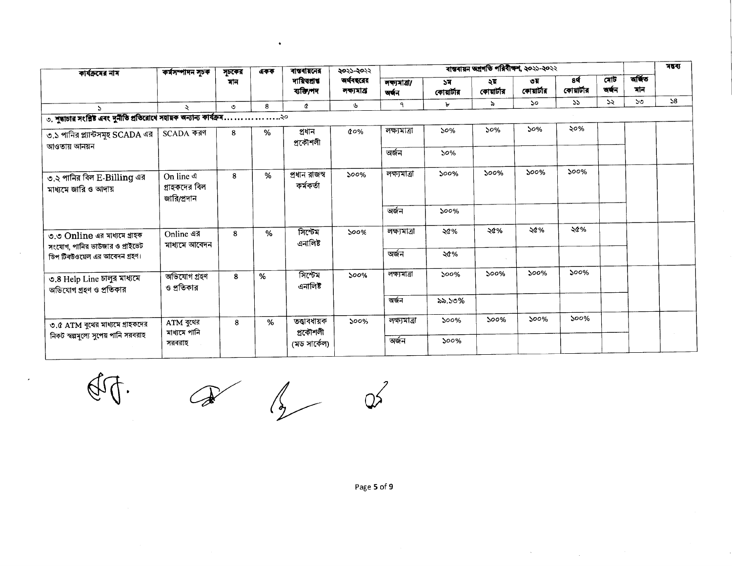| কার্যক্রমের নাম | কর্মসম্পাদন সূচক | সূচকের মান | একক | বাস্তবায়নের দায়িত্বপ্রাপ্ত ব্যক্তি/পদ | ২০২১-২০২২ অর্থবছরের লক্ষ্যমাত্রা | বাস্তবায়ন অগ্রগতি পরিবীক্ষণ, ২০২১-২০২২ | | | | | | অর্জিত মান | মন্তব্য |
|---|---|---|---|---|---|---|---|---|---|---|---|---|---|
| | | | | | | লক্ষ্যমাত্রা/ অর্জন | ১ম কোয়ার্টার | ২য় কোয়ার্টার | ৩য় কোয়ার্টার | ৪র্থ কোয়ার্টার | মোট অর্জন | | |
| ১ | ২ | ৩ | ৪ | ৫ | ৬ | ৭ | ৮ | ৯ | ১০ | ১১ | ১২ | ১৩ | ১৪ |
| **৩. শুদ্ধাচার সংশ্লিষ্ট এবং দুর্নীতি প্রতিরোধে সহায়ক অন্যান্য কার্যক্রম.................২০** | | | | | | | | | | | | | |
| ৩.১ পানির প্ল্যান্টসমূহ SCADA এর আওতায় আনয়ন | SCADA করণ | ৪ | % | প্রধান প্রকৌশলী | ৫০% | লক্ষ্যমাত্রা | ১০% | ১০% | ১০% | ২০% | | | |
| | | | | | | অর্জন | ১০% | | | | | | |
| ৩.২ পানির বিল E-Billing এর মাধ্যমে জারি ও আদায় | On line এ গ্রাহকদের বিল জারি/প্রদান | ৪ | % | প্রধান রাজস্ব কর্মকর্তা | ১০০% | লক্ষ্যমাত্রা | ১০০% | ১০০% | ১০০% | ১০০% | | | |
| | | | | | | অর্জন | ১০০% | | | | | | |
| ৩.৩ Online এর মাধ্যমে গ্রাহক সংযোগ, পানির ভাউজার ও প্রাইভেট ডিপ টিবউওয়েল এর আবেদন গ্রহণ। | Online এর মাধ্যমে আবেদন | ৪ | % | সিস্টেম এনালিষ্ট | ১০০% | লক্ষ্যমাত্রা | ২৫% | ২৫% | ২৫% | ২৫% | | | |
| | | | | | | অর্জন | ২৫% | | | | | | |
| ৩.৪ Help Line চালুর মাধ্যমে অভিযোগ গ্রহণ ও প্রতিকার | অভিযোগ গ্রহণ ও প্রতিকার | ৪ | % | সিস্টেম এনালিষ্ট | ১০০% | লক্ষ্যমাত্রা | ১০০% | ১০০% | ১০০% | ১০০% | | | |
| | | | | | | অর্জন | ৯৯.১৩% | | | | | | |
| ৩.৫ ATM বুথের মাধ্যমে গ্রাহকদের নিকট স্বল্পমূল্যে সুপেয় পানি সরবরাহ | ATM বুথের মাধ্যমে পানি সরবরাহ | ৪ | % | তত্ত্বাবধায়ক প্রকৌশলী (মড সার্কেল) | ১০০% | লক্ষ্যমাত্রা | ১০০% | ১০০% | ১০০% | ১০০% | | | |
| | | | | | | অর্জন | ১০০% | | | | | | |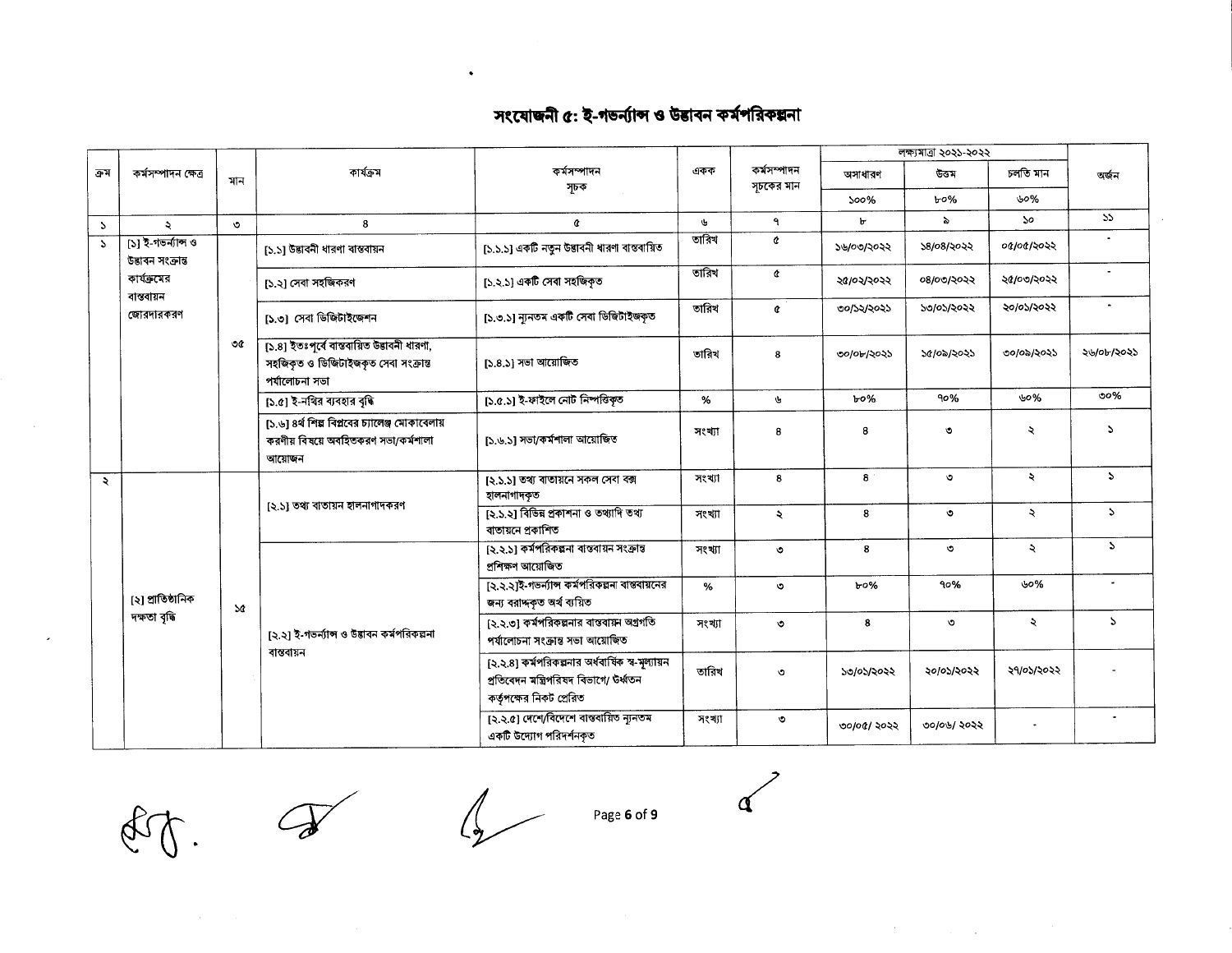# সংযোজনী ৫: ই-গভর্ন্যান্স ও উদ্ভাবন কর্মপরিকল্পনা

| ক্রম | কর্মসম্পাদন ক্ষেত্র | মান | কার্যক্রম | কর্মসম্পাদন সূচক | একক | কর্মসম্পাদন সূচকের মান | লক্ষ্যমাত্রা ২০২১-২০২২ | | | অর্জন |
|---|---|---|---|---|---|---|---|---|---|---|
| | | | | | | | অসাধারণ | উত্তম | চলতি মান | |
| | | | | | | | ১০০% | ৮০% | ৬০% | |
| ১ | ২ | ৩ | ৪ | ৫ | ৬ | ৭ | ৮ | ৯ | ১০ | ১১ |
| ১ | [১] ই-গভর্ন্যান্স ও উদ্ভাবন সংক্রান্ত কার্যক্রমের বাস্তবায়ন জোরদারকরণ | ৩৫ | [১.১] উদ্ভাবনী ধারণা বাস্তবায়ন | [১.১.১] একটি নতুন উদ্ভাবনী ধারণা বাস্তবায়িত | তারিখ | ৫ | ১৬/০৩/২০২২ | ১৪/০৪/২০২২ | ০৫/০৫/২০২২ | - |
| | | | [১.২] সেবা সহজিকরণ | [১.২.১] একটি সেবা সহজিকৃত | তারিখ | ৫ | ২৫/০২/২০২২ | ০৪/০৩/২০২২ | ২৫/০৩/২০২২ | - |
| | | | [১.৩] সেবা ডিজিটাইজেশন | [১.৩.১] ন্যূনতম একটি সেবা ডিজিটাইজকৃত | তারিখ | ৫ | ৩০/১২/২০২১ | ১৩/০১/২০২২ | ২০/০১/২০২২ | - |
| | | | [১.৪] ইতঃপূর্বে বাস্তবায়িত উদ্ভাবনী ধারণা, সহজিকৃত ও ডিজিটাইজকৃত সেবা সংক্রান্ত পর্যালোচনা সভা | [১.৪.১] সভা আয়োজিত | তারিখ | ৪ | ৩০/০৮/২০২১ | ১৫/০৯/২০২১ | ৩০/০৯/২০২১ | ২৬/০৮/২০২১ |
| | | | [১.৫] ই-নথির ব্যবহার বৃদ্ধি | [১.৫.১] ই-ফাইলে নোট নিষ্পত্তিকৃত | % | ৬ | ৮০% | ৭০% | ৬০% | ৩০% |
| | | | [১.৬] ৪র্থ শিল্প বিপ্লবের চ্যালেঞ্জ মোকাবেলায় করণীয় বিষয়ে অবহিতকরণ সভা/কর্মশালা আয়োজন | [১.৬.১] সভা/কর্মশালা আয়োজিত | সংখ্যা | ৪ | ৪ | ৩ | ২ | ১ |
| ২ | [২] প্রাতিষ্ঠানিক দক্ষতা বৃদ্ধি | ১৫ | [২.১] তথ্য বাতায়ন হালনাগাদকরণ | [২.১.১] তথ্য বাতায়নে সকল সেবা বক্স হালনাগাদকৃত | সংখ্যা | ৪ | ৪ | ৩ | ২ | ১ |
| | | | | [২.১.২] বিভিন্ন প্রকাশনা ও তথ্যাদি তথ্য বাতায়নে প্রকাশিত | সংখ্যা | ২ | ৪ | ৩ | ২ | ১ |
| | | | [২.২] ই-গভর্ন্যান্স ও উদ্ভাবন কর্মপরিকল্পনা বাস্তবায়ন | [২.২.১] কর্মপরিকল্পনা বাস্তবায়ন সংক্রান্ত প্রশিক্ষণ আয়োজিত | সংখ্যা | ৩ | ৪ | ৩ | ২ | ১ |
| | | | | [২.২.২]ই-গভর্ন্যান্স কর্মপরিকল্পনা বাস্তবায়নের জন্য বরাদ্দকৃত অর্থ ব্যয়িত | % | ৩ | ৮০% | ৭০% | ৬০% | - |
| | | | | [২.২.৩] কর্মপরিকল্পনার বাস্তবায়ন অগ্রগতি পর্যালোচনা সংক্রান্ত সভা আয়োজিত | সংখ্যা | ৩ | ৪ | ৩ | ২ | ১ |
| | | | | [২.২.৪] কর্মপরিকল্পনার অর্ধবার্ষিক স্ব-মূল্যায়ন প্রতিবেদন মন্ত্রিপরিষদ বিভাগে/ উর্ধ্বতন কর্তৃপক্ষের নিকট প্রেরিত | তারিখ | ৩ | ১৩/০১/২০২২ | ২০/০১/২০২২ | ২৭/০১/২০২২ | - |
| | | | | [২.২.৫] দেশে/বিদেশে বাস্তবায়িত ন্যূনতম একটি উদ্যোগ পরিদর্শনকৃত | সংখ্যা | ৩ | ৩০/০৫/ ২০২২ | ৩০/০৬/ ২০২২ | - | - |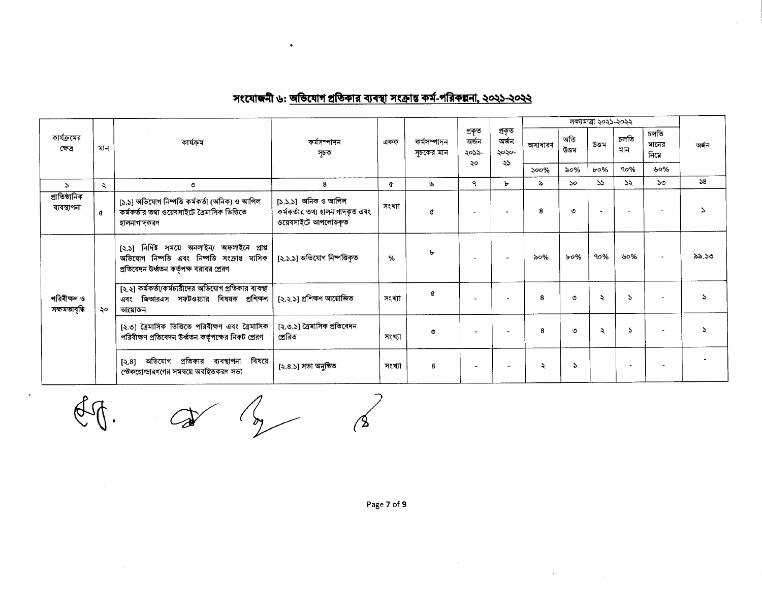## সংযোজনী ৬: অভিযোগ প্রতিকার ব্যবস্থা সংক্রান্ত কর্ম-পরিকল্পনা, ২০২১-২০২২

| কার্যক্রমের ক্ষেত্র | মান | কার্যক্রম | কর্মসম্পাদন সূচক | একক | কর্মসম্পাদন সূচকের মান | প্রকৃত অর্জন ২০১৯-২০ | প্রকৃত অর্জন ২০২০-২১ | লক্ষ্যমাত্রা ২০২১-২০২২ | | | | | অর্জন |
|---|---|---|---|---|---|---|---|---|---|---|---|---|---|
| | | | | | | | | অসাধারণ | অতি উত্তম | উত্তম | চলতি মান | চলতি মানের নিম্নে | |
| | | | | | | | | ১০০% | ৯০% | ৮০% | ৭০% | ৬০% | |
| ১ | ২ | ৩ | ৪ | ৫ | ৬ | ৭ | ৮ | ৯ | ১০ | ১১ | ১২ | ১৩ | ১৪ |
| প্রাতিষ্ঠানিক ব্যবস্থাপনা | ৫ | [১.১] অভিযোগ নিষ্পত্তি কর্মকর্তা (অনিক) ও আপিল কর্মকর্তার তথ্য ওয়েবসাইটে ত্রৈমাসিক ভিত্তিতে হালনাগাদকরণ | [১.১.১] অনিক ও আপিল কর্মকর্তার তথ্য হালনাগাদকৃত এবং ওয়েবসাইটে আপলোডকৃত | সংখ্যা | ৫ | - | - | ৪ | ৩ | - | - | - | ১ |
| পরিবীক্ষণ ও সক্ষমতাবৃদ্ধি | ২০ | [২.১] নির্দিষ্ট সময়ে অনলাইন/ অফলাইনে প্রাপ্ত অভিযোগ নিষ্পত্তি এবং নিষ্পত্তি সংক্রান্ত মাসিক প্রতিবেদন উর্ধ্বতন কর্তৃপক্ষ বরাবর প্রেরণ | [২.১.১] অভিযোগ নিষ্পত্তিকৃত | % | ৮ | - | - | ৯০% | ৮০% | ৭০% | ৬০% | - | ৯৯.১৩ |
| | | [২.২] কর্মকর্তা/কর্মচারীদের অভিযোগ প্রতিকার ব্যবস্থা এবং জিআরএস সফটওয়্যার বিষয়ক প্রশিক্ষণ আয়োজন | [২.২.১] প্রশিক্ষণ আয়োজিত | সংখ্যা | ৫ | - | - | ৪ | ৩ | ২ | ১ | - | ১ |
| | | [২.৩] ত্রৈমাসিক ভিত্তিতে পরিবীক্ষণ এবং ত্রৈমাসিক পরিবীক্ষণ প্রতিবেদন উর্ধ্বতন কর্তৃপক্ষের নিকট প্রেরণ | [২.৩.১] ত্রৈমাসিক প্রতিবেদন প্রেরিত | সংখ্যা | ৩ | - | - | ৪ | ৩ | ২ | ১ | - | ১ |
| | | [২.৪] অভিযোগ প্রতিকার ব্যবস্থাপনা বিষয়ে স্টেকহোল্ডারগণের সমন্বয়ে অবহিতকরণ সভা | [২.৪.১] সভা অনুষ্ঠিত | সংখ্যা | ৪ | - | - | ২ | ১ | | - | - | - |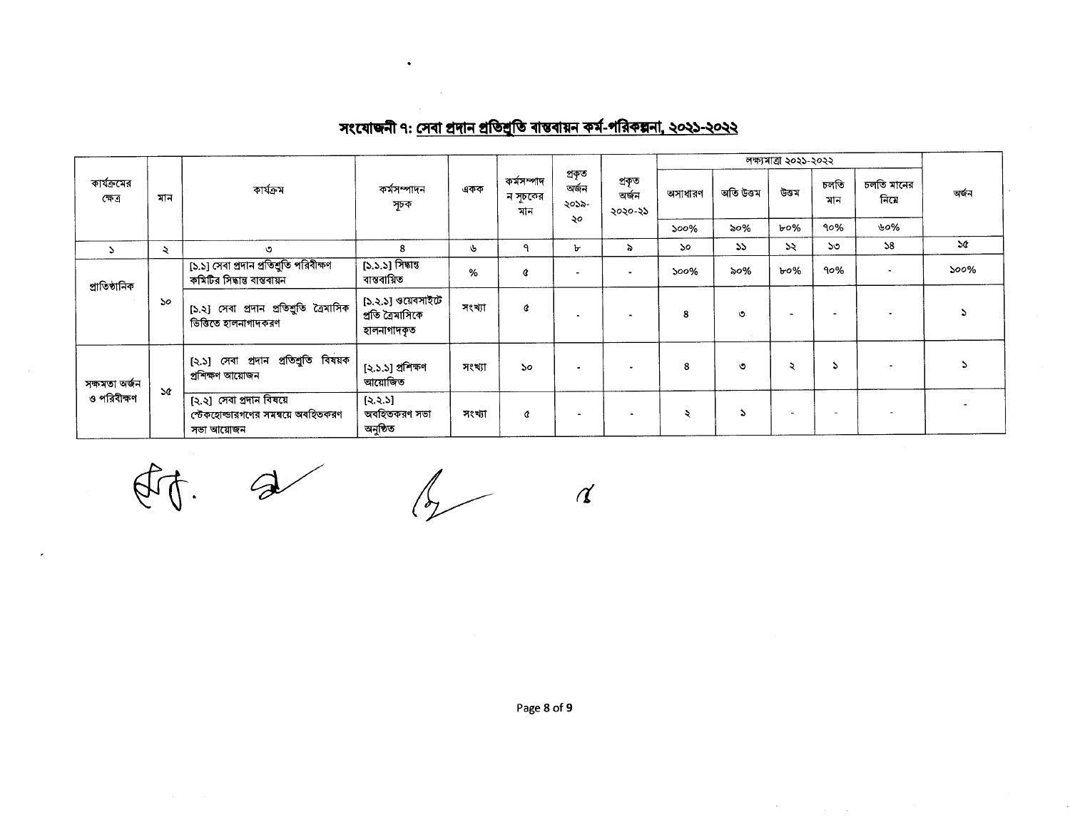## সংযোজনী ৭: সেবা প্রদান প্রতিশ্রুতি বাস্তবায়ন কর্ম-পরিকল্পনা, ২০২১-২০২২

| কার্যক্রমের ক্ষেত্র | মান | কার্যক্রম | কর্মসম্পাদন সূচক | একক | কর্মসম্পাদন সূচকের মান | প্রকৃত অর্জন ২০১৯-২০ | প্রকৃত অর্জন ২০২০-২১ | লক্ষ্যমাত্রা ২০২১-২০২২ | | | | | অর্জন |
|---|---|---|---|---|---|---|---|---|---|---|---|---|---|
| | | | | | | | | অসাধারণ | অতি উত্তম | উত্তম | চলতি মান | চলতি মানের নিম্নে | |
| | | | | | | | | ১০০% | ৯০% | ৮০% | ৭০% | ৬০% | |
| ১ | ২ | ৩ | ৪ | ৬ | ৭ | ৮ | ৯ | ১০ | ১১ | ১২ | ১৩ | ১৪ | ১৫ |
| প্রাতিষ্ঠানিক | ১০ | [১.১] সেবা প্রদান প্রতিশ্রুতি পরিবীক্ষণ কমিটির সিদ্ধান্ত বাস্তবায়ন | [১.১.১] সিদ্ধান্ত বাস্তবায়িত | % | ৫ | - | - | ১০০% | ৯০% | ৮০% | ৭০% | - | ১০০% |
| | | [১.২] সেবা প্রদান প্রতিশ্রুতি ত্রৈমাসিক ভিত্তিতে হালনাগাদকরণ | [১.২.১] ওয়েবসাইটে প্রতি ত্রৈমাসিকে হালনাগাদকৃত | সংখ্যা | ৫ | - | - | ৪ | ৩ | - | - | - | ১ |
| সক্ষমতা অর্জন ও পরিবীক্ষণ | ১৫ | [২.১] সেবা প্রদান প্রতিশ্রুতি বিষয়ক প্রশিক্ষণ আয়োজন | [২.১.১] প্রশিক্ষণ আয়োজিত | সংখ্যা | ১০ | - | - | ৪ | ৩ | ২ | ১ | - | ১ |
| | | [২.২] সেবা প্রদান বিষয়ে স্টেকহোল্ডারগণের সমন্বয়ে অবহিতকরণ সভা আয়োজন | [২.২.১] অবহিতকরণ সভা অনুষ্ঠিত | সংখ্যা | ৫ | - | - | ২ | ১ | - | - | - | - |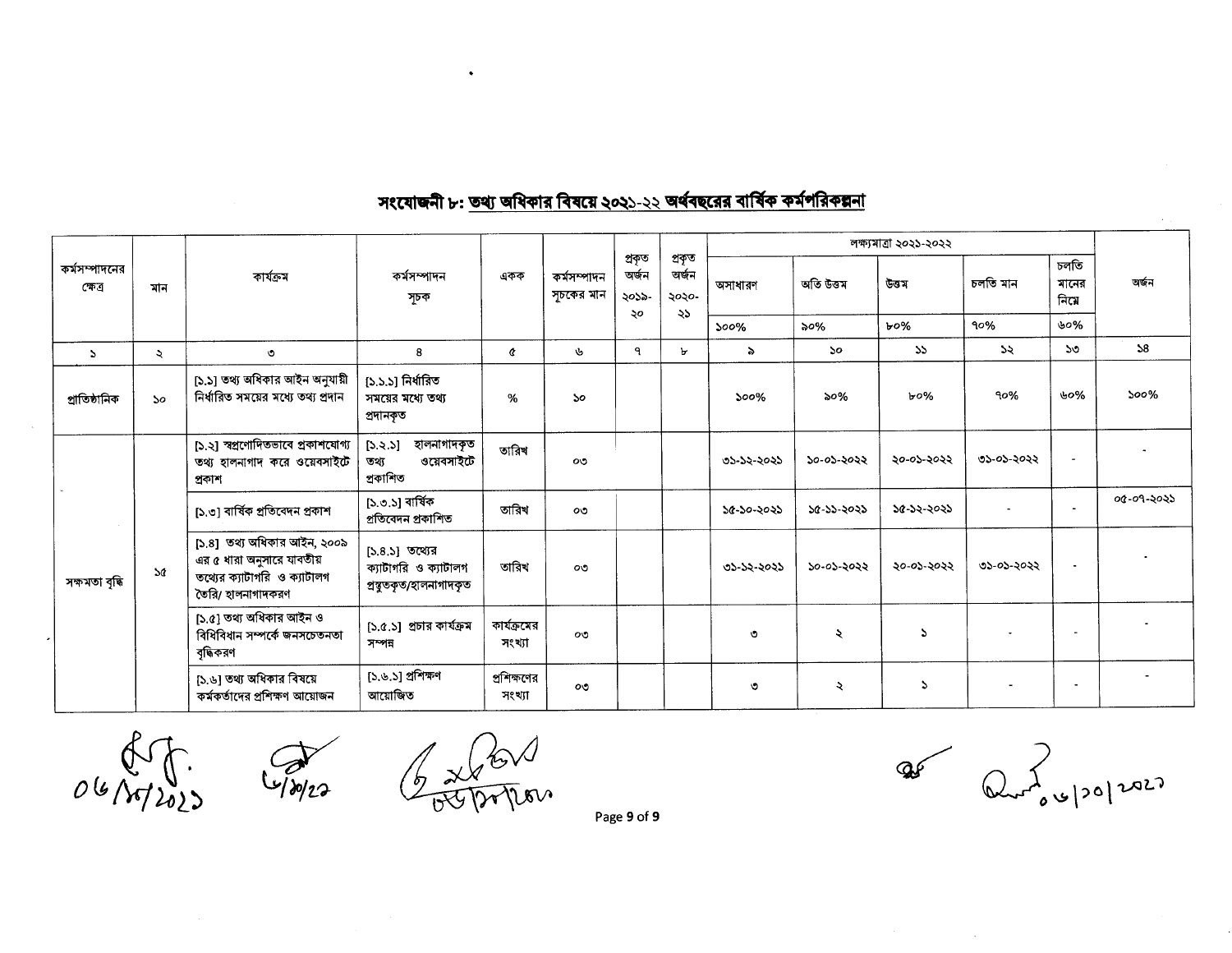## সংযোজনী ৮: তথ্য অধিকার বিষয়ে ২০২১-২২ অর্থবছরের বার্ষিক কর্মপরিকল্পনা

| কর্মসম্পাদনের ক্ষেত্র | মান | কার্যক্রম | কর্মসম্পাদন সূচক | একক | কর্মসম্পাদন সূচকের মান | প্রকৃত অর্জন ২০১৯-২০ | প্রকৃত অর্জন ২০২০-২১ | লক্ষ্যমাত্রা ২০২১-২০২২ | | | | | অর্জন |
|---|---|---|---|---|---|---|---|---|---|---|---|---|---|
| | | | | | | | | অসাধারণ | অতি উত্তম | উত্তম | চলতি মান | চলতি মানের নিম্নে | |
| | | | | | | | | ১০০% | ৯০% | ৮০% | ৭০% | ৬০% | |
| ১ | ২ | ৩ | ৪ | ৫ | ৬ | ৭ | ৮ | ৯ | ১০ | ১১ | ১২ | ১৩ | ১৪ |
| প্রাতিষ্ঠানিক | ১০ | [১.১] তথ্য অধিকার আইন অনুযায়ী নির্ধারিত সময়ের মধ্যে তথ্য প্রদান | [১.১.১] নির্ধারিত সময়ের মধ্যে তথ্য প্রদানকৃত | % | ১০ | | | ১০০% | ৯০% | ৮০% | ৭০% | ৬০% | ১০০% |
| সক্ষমতা বৃদ্ধি | ১৫ | [১.২] স্বপ্রণোদিতভাবে প্রকাশযোগ্য তথ্য হালনাগাদ করে ওয়েবসাইটে প্রকাশ | [১.২.১] হালনাগাদকৃত তথ্য ওয়েবসাইটে প্রকাশিত | তারিখ | ০৩ | | | ৩১-১২-২০২১ | ১০-০১-২০২২ | ২০-০১-২০২২ | ৩১-০১-২০২২ | - | - |
| | | [১.৩] বার্ষিক প্রতিবেদন প্রকাশ | [১.৩.১] বার্ষিক প্রতিবেদন প্রকাশিত | তারিখ | ০৩ | | | ১৫-১০-২০২১ | ১৫-১১-২০২১ | ১৫-১২-২০২১ | - | - | ০৫-০৭-২০২১ |
| | | [১.৪] তথ্য অধিকার আইন, ২০০৯ এর ৫ ধারা অনুসারে যাবতীয় তথ্যের ক্যাটাগরি ও ক্যাটালগ তৈরি/ হালনাগাদকরণ | [১.৪.১] তথ্যের ক্যাটাগরি ও ক্যাটালগ প্রস্তুতকৃত/হালনাগাদকৃত | তারিখ | ০৩ | | | ৩১-১২-২০২১ | ১০-০১-২০২২ | ২০-০১-২০২২ | ৩১-০১-২০২২ | - | - |
| | | [১.৫] তথ্য অধিকার আইন ও বিধিবিধান সম্পর্কে জনসচেতনতা বৃদ্ধিকরণ | [১.৫.১] প্রচার কার্যক্রম সম্পন্ন | কার্যক্রমের সংখ্যা | ০৩ | | | ৩ | ২ | ১ | - | - | - |
| | | [১.৬] তথ্য অধিকার বিষয়ে কর্মকর্তাদের প্রশিক্ষণ আয়োজন | [১.৬.১] প্রশিক্ষণ আয়োজিত | প্রশিক্ষণের সংখ্যা | ০৩ | | | ৩ | ২ | ১ | - | - | - |

06/10/2021 &nbsp;&nbsp; 6/10/22 &nbsp;&nbsp; 06/10/2021 &nbsp;&nbsp; 06/10/2021